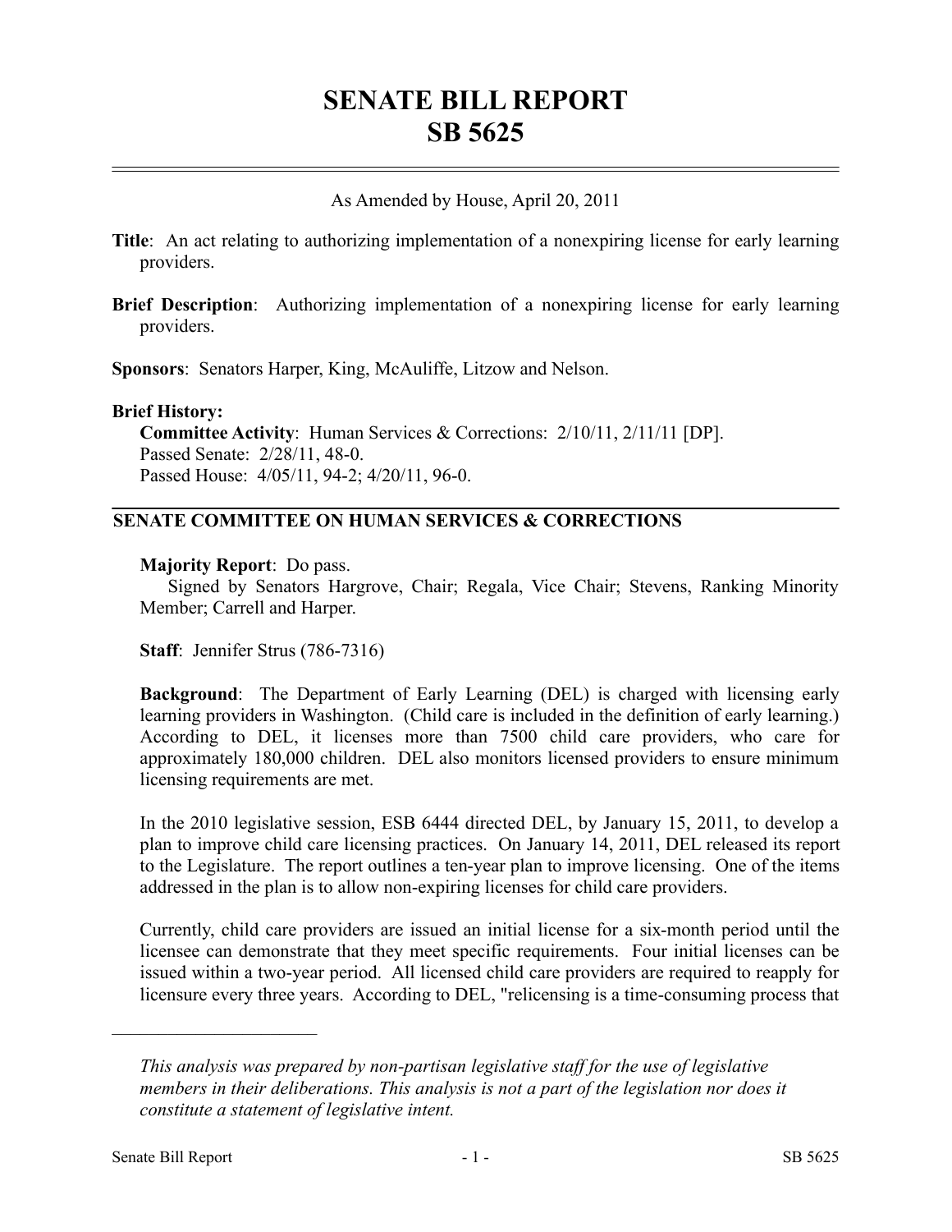# SENATE BILL REPORT
# SB 5625

As Amended by House, April 20, 2011

**Title**: An act relating to authorizing implementation of a nonexpiring license for early learning providers.

**Brief Description**: Authorizing implementation of a nonexpiring license for early learning providers.

**Sponsors**: Senators Harper, King, McAuliffe, Litzow and Nelson.

**Brief History:**

**Committee Activity**: Human Services & Corrections: 2/10/11, 2/11/11 [DP].
Passed Senate: 2/28/11, 48-0.
Passed House: 4/05/11, 94-2; 4/20/11, 96-0.

## SENATE COMMITTEE ON HUMAN SERVICES & CORRECTIONS

**Majority Report**: Do pass.
Signed by Senators Hargrove, Chair; Regala, Vice Chair; Stevens, Ranking Minority Member; Carrell and Harper.

**Staff**: Jennifer Strus (786-7316)

**Background**: The Department of Early Learning (DEL) is charged with licensing early learning providers in Washington. (Child care is included in the definition of early learning.) According to DEL, it licenses more than 7500 child care providers, who care for approximately 180,000 children. DEL also monitors licensed providers to ensure minimum licensing requirements are met.

In the 2010 legislative session, ESB 6444 directed DEL, by January 15, 2011, to develop a plan to improve child care licensing practices. On January 14, 2011, DEL released its report to the Legislature. The report outlines a ten-year plan to improve licensing. One of the items addressed in the plan is to allow non-expiring licenses for child care providers.

Currently, child care providers are issued an initial license for a six-month period until the licensee can demonstrate that they meet specific requirements. Four initial licenses can be issued within a two-year period. All licensed child care providers are required to reapply for licensure every three years. According to DEL, "relicensing is a time-consuming process that

---

*This analysis was prepared by non-partisan legislative staff for the use of legislative members in their deliberations. This analysis is not a part of the legislation nor does it constitute a statement of legislative intent.*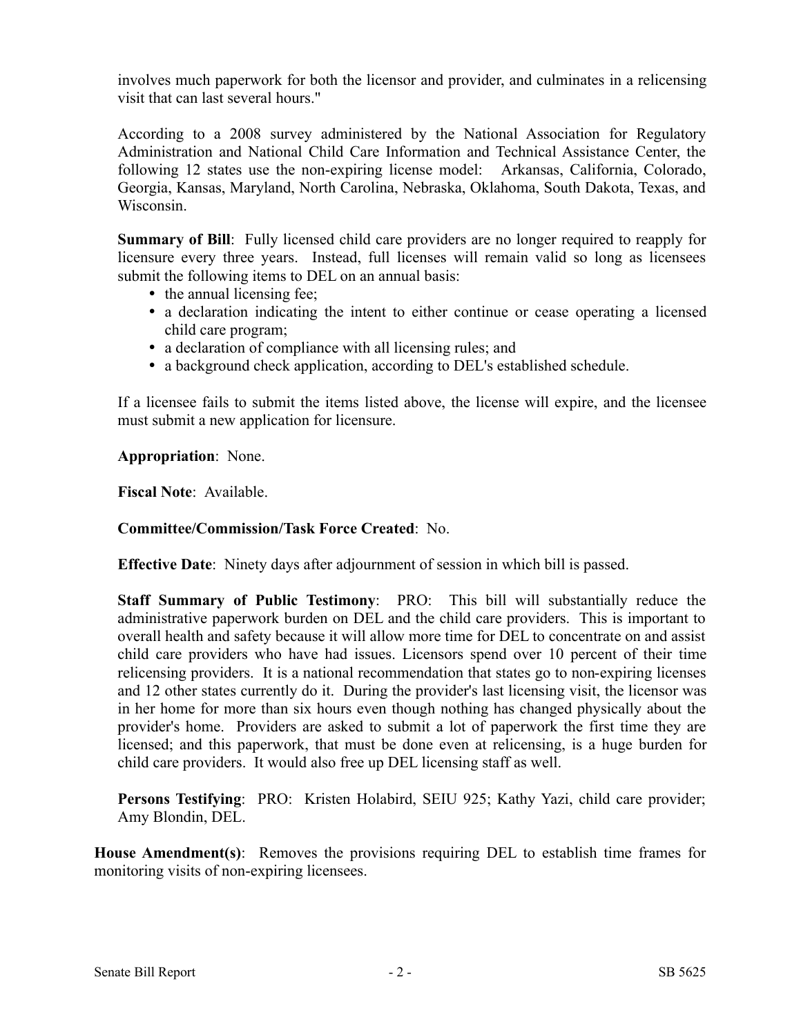involves much paperwork for both the licensor and provider, and culminates in a relicensing visit that can last several hours."

According to a 2008 survey administered by the National Association for Regulatory Administration and National Child Care Information and Technical Assistance Center, the following 12 states use the non-expiring license model: Arkansas, California, Colorado, Georgia, Kansas, Maryland, North Carolina, Nebraska, Oklahoma, South Dakota, Texas, and Wisconsin.

**Summary of Bill**: Fully licensed child care providers are no longer required to reapply for licensure every three years. Instead, full licenses will remain valid so long as licensees submit the following items to DEL on an annual basis:

- the annual licensing fee;
- a declaration indicating the intent to either continue or cease operating a licensed child care program;
- a declaration of compliance with all licensing rules; and
- a background check application, according to DEL's established schedule.

If a licensee fails to submit the items listed above, the license will expire, and the licensee must submit a new application for licensure.

**Appropriation**: None.

**Fiscal Note**: Available.

**Committee/Commission/Task Force Created**: No.

**Effective Date**: Ninety days after adjournment of session in which bill is passed.

**Staff Summary of Public Testimony**: PRO: This bill will substantially reduce the administrative paperwork burden on DEL and the child care providers. This is important to overall health and safety because it will allow more time for DEL to concentrate on and assist child care providers who have had issues. Licensors spend over 10 percent of their time relicensing providers. It is a national recommendation that states go to non-expiring licenses and 12 other states currently do it. During the provider's last licensing visit, the licensor was in her home for more than six hours even though nothing has changed physically about the provider's home. Providers are asked to submit a lot of paperwork the first time they are licensed; and this paperwork, that must be done even at relicensing, is a huge burden for child care providers. It would also free up DEL licensing staff as well.

**Persons Testifying**: PRO: Kristen Holabird, SEIU 925; Kathy Yazi, child care provider; Amy Blondin, DEL.

**House Amendment(s)**: Removes the provisions requiring DEL to establish time frames for monitoring visits of non-expiring licensees.